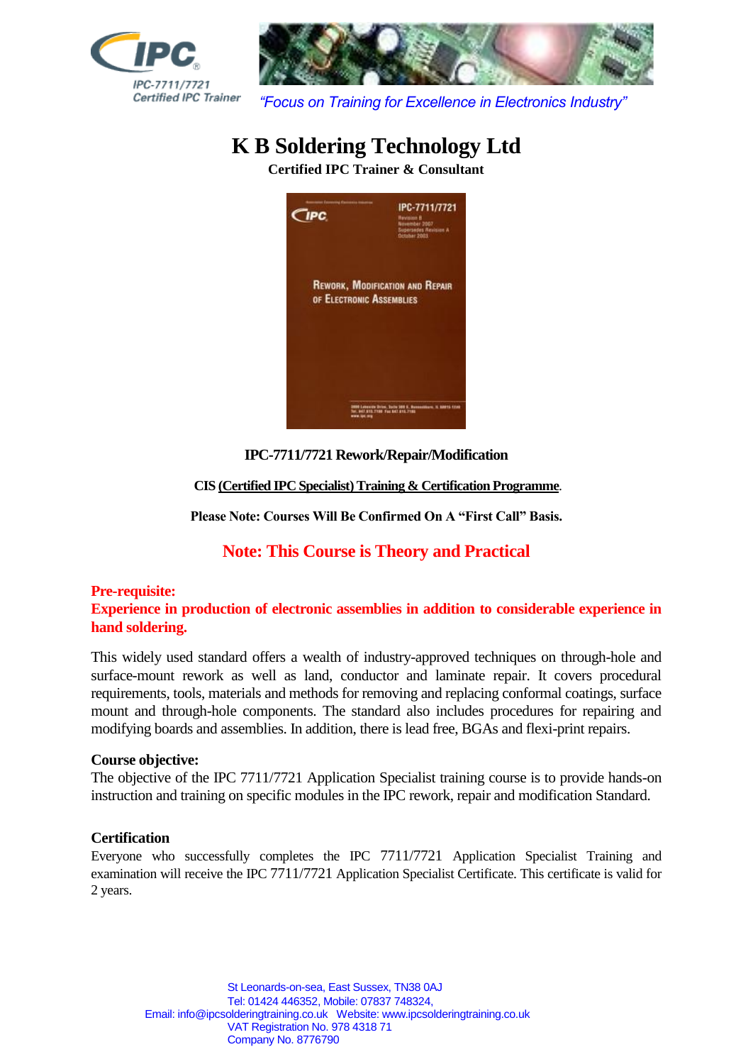IPC-7711/7721 Certified IPC Trainer

*"Focus on Training for Excellence in Electronics Industry"*

# K B Soldering Technology Ltd

**Certified IPC Trainer & Consultant**

**IPC-7711/7721 Rework/Repair/Modification**

**CIS (Certified IPC Specialist) Training & Certification Programme.**

**Please Note: Courses Will Be Confirmed On A "First Call" Basis.**

**Note: This Course is Theory and Practical**

**Pre-requisite:**
**Experience in production of electronic assemblies in addition to considerable experience in hand soldering.**

This widely used standard offers a wealth of industry-approved techniques on through-hole and surface-mount rework as well as land, conductor and laminate repair. It covers procedural requirements, tools, materials and methods for removing and replacing conformal coatings, surface mount and through-hole components. The standard also includes procedures for repairing and modifying boards and assemblies. In addition, there is lead free, BGAs and flexi-print repairs.

**Course objective:**
The objective of the IPC 7711/7721 Application Specialist training course is to provide hands-on instruction and training on specific modules in the IPC rework, repair and modification Standard.

**Certification**
Everyone who successfully completes the IPC 7711/7721 Application Specialist Training and examination will receive the IPC 7711/7721 Application Specialist Certificate. This certificate is valid for 2 years.

St Leonards-on-sea, East Sussex, TN38 0AJ
Tel: 01424 446352, Mobile: 07837 748324,
Email: info@ipcsolderingtraining.co.uk Website: www.ipcsolderingtraining.co.uk
VAT Registration No. 978 4318 71
Company No. 8776790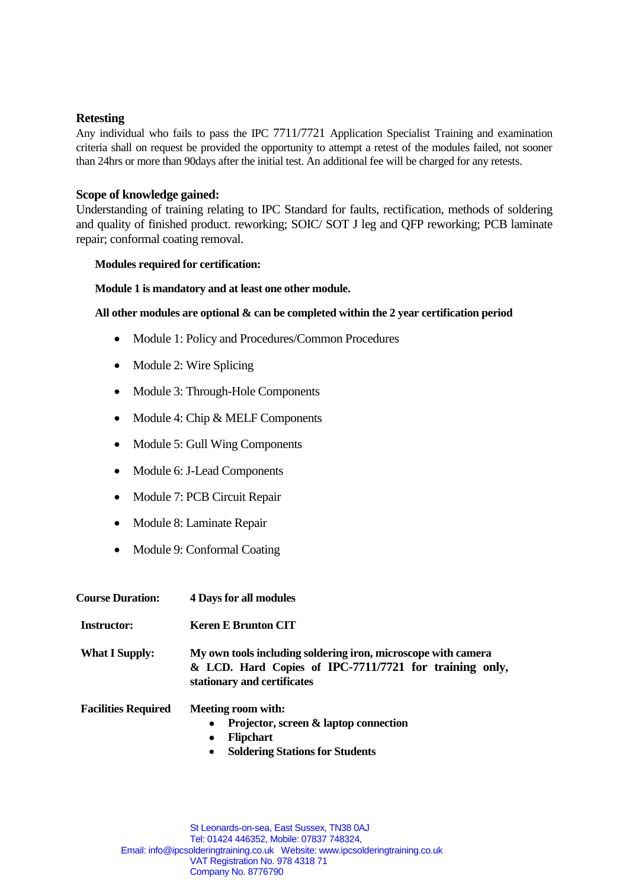**Retesting**

Any individual who fails to pass the IPC 7711/7721 Application Specialist Training and examination criteria shall on request be provided the opportunity to attempt a retest of the modules failed, not sooner than 24hrs or more than 90days after the initial test. An additional fee will be charged for any retests.

**Scope of knowledge gained:**

Understanding of training relating to IPC Standard for faults, rectification, methods of soldering and quality of finished product. reworking; SOIC/ SOT J leg and QFP reworking; PCB laminate repair; conformal coating removal.

**Modules required for certification:**

**Module 1 is mandatory and at least one other module.**

**All other modules are optional & can be completed within the 2 year certification period**

- Module 1: Policy and Procedures/Common Procedures
- Module 2: Wire Splicing
- Module 3: Through-Hole Components
- Module 4: Chip & MELF Components
- Module 5: Gull Wing Components
- Module 6: J-Lead Components
- Module 7: PCB Circuit Repair
- Module 8: Laminate Repair
- Module 9: Conformal Coating

| | |
|---|---|
| **Course Duration:** | **4 Days for all modules** |
| **Instructor:** | **Keren E Brunton CIT** |
| **What I Supply:** | **My own tools including soldering iron, microscope with camera & LCD. Hard Copies of IPC-7711/7721 for training only, stationary and certificates** |
| **Facilities Required** | **Meeting room with:** <br> • **Projector, screen & laptop connection** <br> • **Flipchart** <br> • **Soldering Stations for Students** |

St Leonards-on-sea, East Sussex, TN38 0AJ
Tel: 01424 446352, Mobile: 07837 748324,
Email: info@ipcsolderingtraining.co.uk Website: www.ipcsolderingtraining.co.uk
VAT Registration No. 978 4318 71
Company No. 8776790